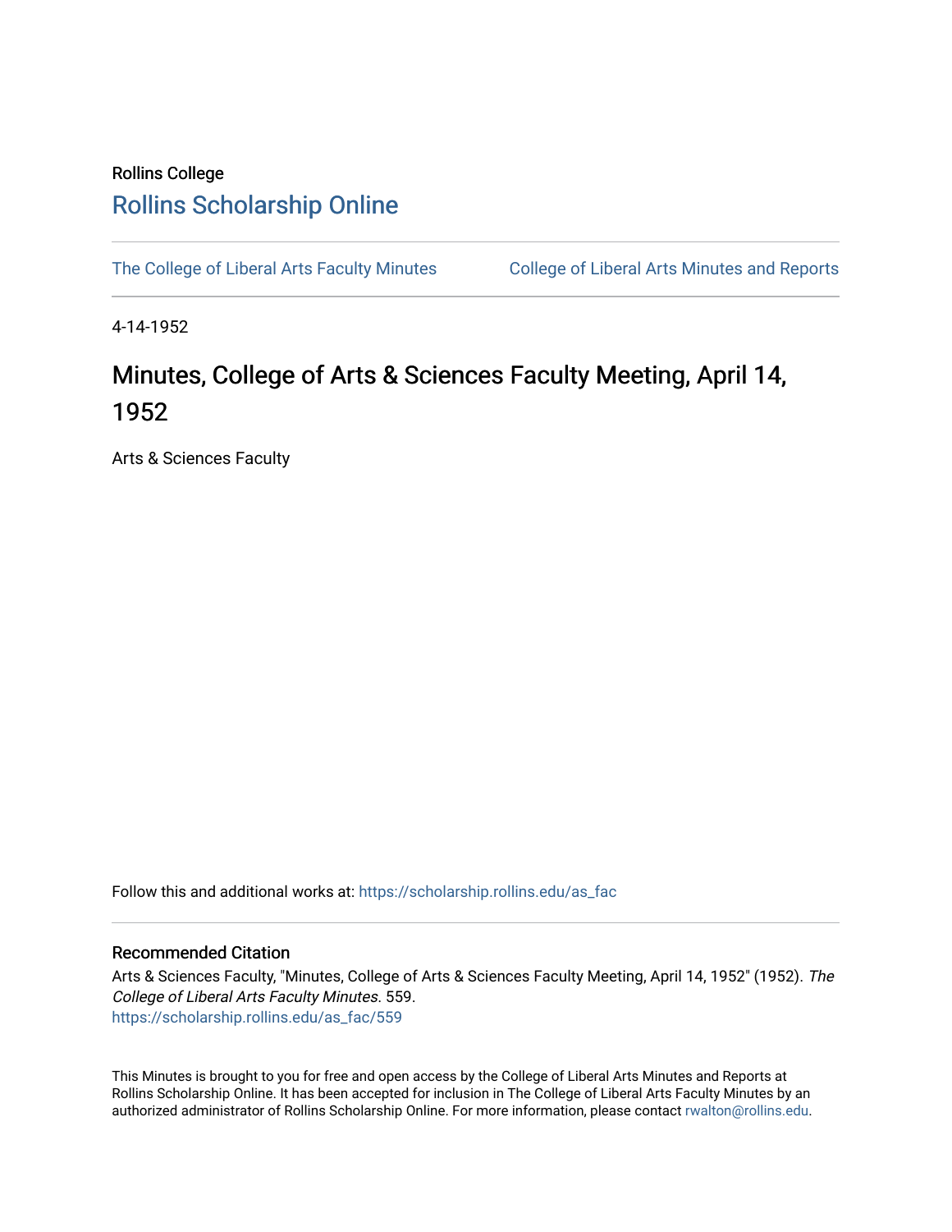Rollins College

# Rollins Scholarship Online

The College of Liberal Arts Faculty Minutes

College of Liberal Arts Minutes and Reports

4-14-1952

# Minutes, College of Arts & Sciences Faculty Meeting, April 14, 1952

Arts & Sciences Faculty

Follow this and additional works at: https://scholarship.rollins.edu/as_fac

## Recommended Citation

Arts & Sciences Faculty, "Minutes, College of Arts & Sciences Faculty Meeting, April 14, 1952" (1952). *The College of Liberal Arts Faculty Minutes*. 559.
https://scholarship.rollins.edu/as_fac/559

This Minutes is brought to you for free and open access by the College of Liberal Arts Minutes and Reports at Rollins Scholarship Online. It has been accepted for inclusion in The College of Liberal Arts Faculty Minutes by an authorized administrator of Rollins Scholarship Online. For more information, please contact rwalton@rollins.edu.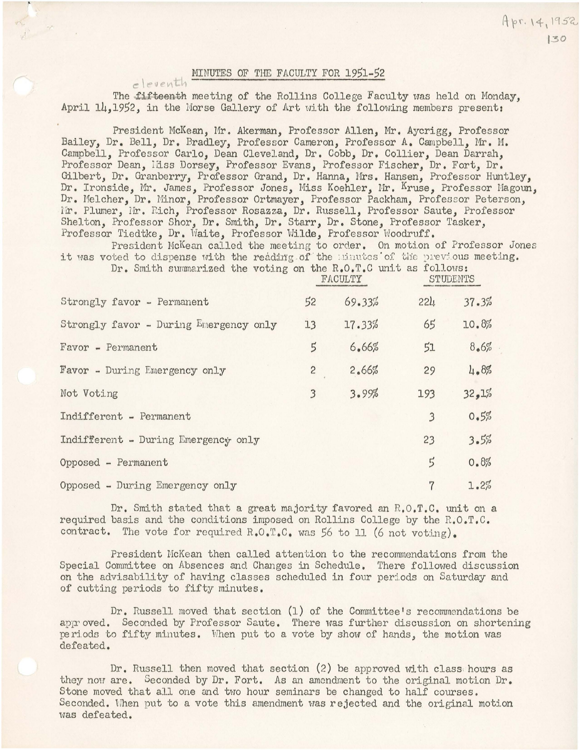Apr. 14, 1952

## MINUTES OF THE FACULTY FOR 1951-52

The ~~fifteenth~~ eleventh meeting of the Rollins College Faculty was held on Monday, April 14,1952, in the Morse Gallery of Art with the following members present:

President McKean, Mr. Akerman, Professor Allen, Mr. Aycrigg, Professor Bailey, Dr. Bell, Dr. Bradley, Professor Cameron, Professor A. Campbell, Mr. M. Campbell, Professor Carlo, Dean Cleveland, Dr. Cobb, Dr. Collier, Dean Darrah, Professor Dean, Miss Dorsey, Professor Evans, Professor Fischer, Dr. Fort, Dr. Gilbert, Dr. Granberry, Professor Grand, Dr. Hanna, Mrs. Hansen, Professor Huntley, Dr. Ironside, Mr. James, Professor Jones, Miss Koehler, Mr. Kruse, Professor Magoun, Dr. Melcher, Dr. Minor, Professor Ortmayer, Professor Packham, Professor Peterson, Mr. Plumer, Mr. Rich, Professor Rosazza, Dr. Russell, Professor Saute, Professor Shelton, Professor Shor, Dr. Smith, Dr. Starr, Dr. Stone, Professor Tasker, Professor Tiedtke, Dr. Waite, Professor Wilde, Professor Woodruff.

President McKean called the meeting to order. On motion of Professor Jones it was voted to dispense with the reading of the minutes of the previous meeting.

Dr. Smith summarized the voting on the R.O.T.C unit as follows:

| | FACULTY | | STUDENTS | |
|---|---|---|---|---|
| Strongly favor - Permanent | 52 | 69.33% | 224 | 37.3% |
| Strongly favor - During Emergency only | 13 | 17.33% | 65 | 10.8% |
| Favor - Permanent | 5 | 6.66% | 51 | 8.6% |
| Favor - During Emergency only | 2 | 2.66% | 29 | 4.8% |
| Not Voting | 3 | 3.99% | 193 | 32.1% |
| Indifferent - Permanent | | | 3 | 0.5% |
| Indifferent - During Emergency only | | | 23 | 3.5% |
| Opposed - Permanent | | | 5 | 0.8% |
| Opposed - During Emergency only | | | 7 | 1.2% |

Dr. Smith stated that a great majority favored an R.O.T.C. unit on a required basis and the conditions imposed on Rollins College by the R.O.T.C. contract. The vote for required R.O.T.C. was 56 to 11 (6 not voting).

President McKean then called attention to the recommendations from the Special Committee on Absences and Changes in Schedule. There followed discussion on the advisability of having classes scheduled in four periods on Saturday and of cutting periods to fifty minutes.

Dr. Russell moved that section (1) of the Committee's recommendations be approved. Seconded by Professor Saute. There was further discussion on shortening periods to fifty minutes. When put to a vote by show of hands, the motion was defeated.

Dr. Russell then moved that section (2) be approved with class hours as they now are. Seconded by Dr. Fort. As an amendment to the original motion Dr. Stone moved that all one and two hour seminars be changed to half courses. Seconded. When put to a vote this amendment was rejected and the original motion was defeated.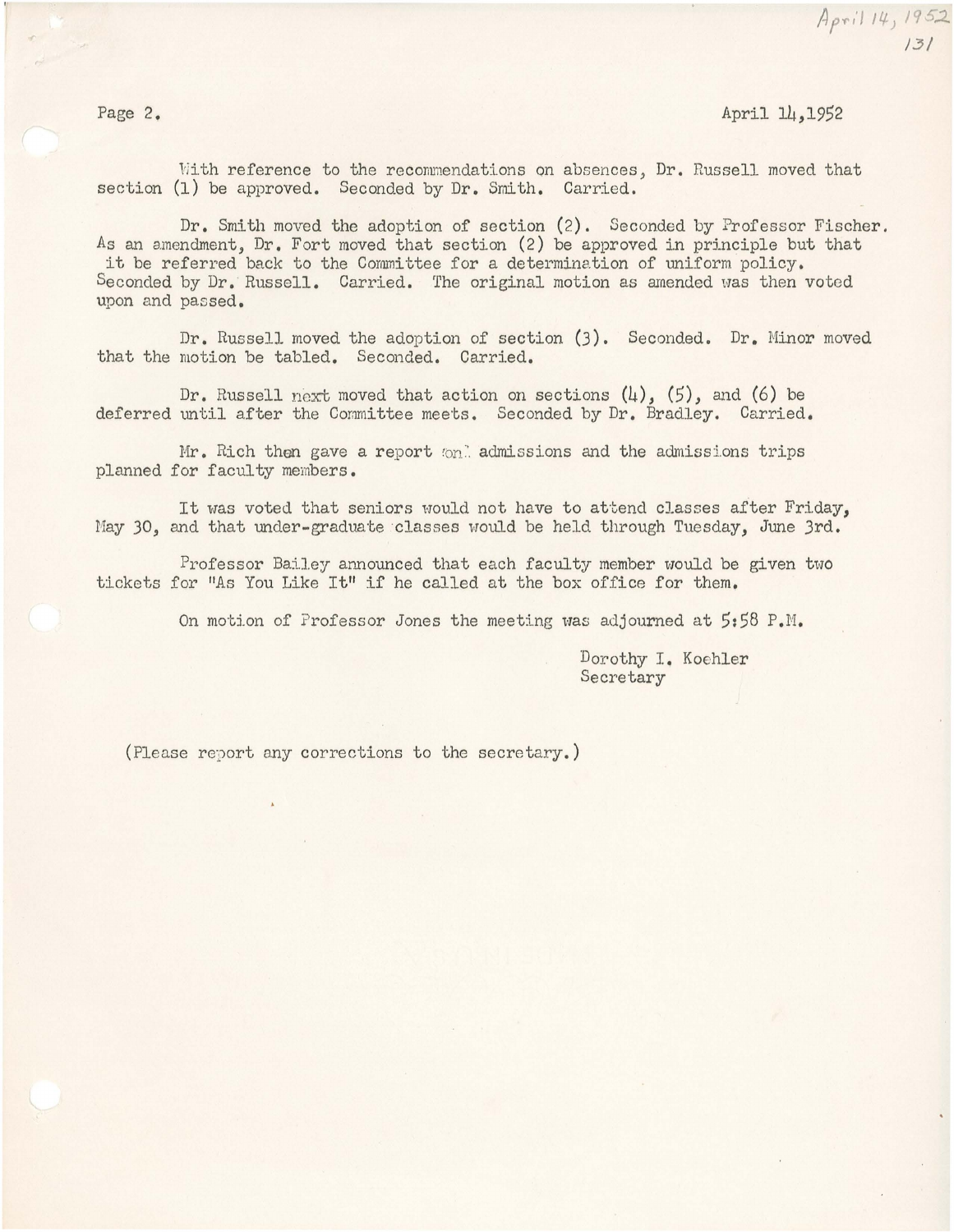April 14,1952

With reference to the recommendations on absences, Dr. Russell moved that section (1) be approved. Seconded by Dr. Smith. Carried.

Dr. Smith moved the adoption of section (2). Seconded by Professor Fischer. As an amendment, Dr. Fort moved that section (2) be approved in principle but that it be referred back to the Committee for a determination of uniform policy. Seconded by Dr. Russell. Carried. The original motion as amended was then voted upon and passed.

Dr. Russell moved the adoption of section (3). Seconded. Dr. Minor moved that the motion be tabled. Seconded. Carried.

Dr. Russell next moved that action on sections (4), (5), and (6) be deferred until after the Committee meets. Seconded by Dr. Bradley. Carried.

Mr. Rich then gave a report on admissions and the admissions trips planned for faculty members.

It was voted that seniors would not have to attend classes after Friday, May 30, and that under-graduate classes would be held through Tuesday, June 3rd.

Professor Bailey announced that each faculty member would be given two tickets for "As You Like It" if he called at the box office for them.

On motion of Professor Jones the meeting was adjourned at 5:58 P.M.

Dorothy I. Koehler
Secretary

(Please report any corrections to the secretary.)